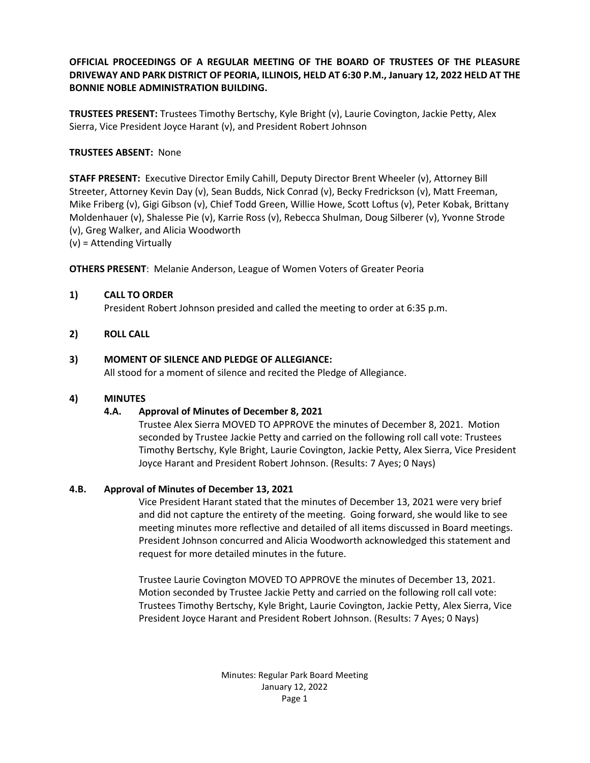**OFFICIAL PROCEEDINGS OF A REGULAR MEETING OF THE BOARD OF TRUSTEES OF THE PLEASURE DRIVEWAY AND PARK DISTRICT OF PEORIA, ILLINOIS, HELD AT 6:30 P.M., January 12, 2022 HELD AT THE BONNIE NOBLE ADMINISTRATION BUILDING.**

**TRUSTEES PRESENT:** Trustees Timothy Bertschy, Kyle Bright (v), Laurie Covington, Jackie Petty, Alex Sierra, Vice President Joyce Harant (v), and President Robert Johnson

**TRUSTEES ABSENT:** None

**STAFF PRESENT:** Executive Director Emily Cahill, Deputy Director Brent Wheeler (v), Attorney Bill Streeter, Attorney Kevin Day (v), Sean Budds, Nick Conrad (v), Becky Fredrickson (v), Matt Freeman, Mike Friberg (v), Gigi Gibson (v), Chief Todd Green, Willie Howe, Scott Loftus (v), Peter Kobak, Brittany Moldenhauer (v), Shalesse Pie (v), Karrie Ross (v), Rebecca Shulman, Doug Silberer (v), Yvonne Strode (v), Greg Walker, and Alicia Woodworth
(v) = Attending Virtually

**OTHERS PRESENT**: Melanie Anderson, League of Women Voters of Greater Peoria

**1) CALL TO ORDER**

President Robert Johnson presided and called the meeting to order at 6:35 p.m.

**2) ROLL CALL**

**3) MOMENT OF SILENCE AND PLEDGE OF ALLEGIANCE:**

All stood for a moment of silence and recited the Pledge of Allegiance.

**4) MINUTES**

**4.A. Approval of Minutes of December 8, 2021**

Trustee Alex Sierra MOVED TO APPROVE the minutes of December 8, 2021. Motion seconded by Trustee Jackie Petty and carried on the following roll call vote: Trustees Timothy Bertschy, Kyle Bright, Laurie Covington, Jackie Petty, Alex Sierra, Vice President Joyce Harant and President Robert Johnson. (Results: 7 Ayes; 0 Nays)

**4.B. Approval of Minutes of December 13, 2021**

Vice President Harant stated that the minutes of December 13, 2021 were very brief and did not capture the entirety of the meeting. Going forward, she would like to see meeting minutes more reflective and detailed of all items discussed in Board meetings. President Johnson concurred and Alicia Woodworth acknowledged this statement and request for more detailed minutes in the future.

Trustee Laurie Covington MOVED TO APPROVE the minutes of December 13, 2021. Motion seconded by Trustee Jackie Petty and carried on the following roll call vote: Trustees Timothy Bertschy, Kyle Bright, Laurie Covington, Jackie Petty, Alex Sierra, Vice President Joyce Harant and President Robert Johnson. (Results: 7 Ayes; 0 Nays)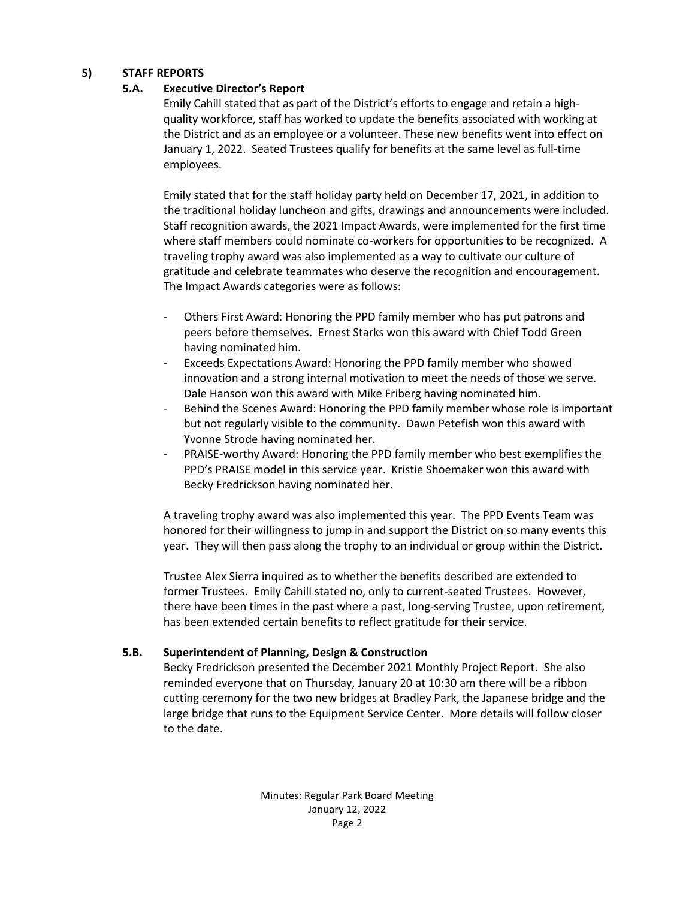## 5) STAFF REPORTS

### 5.A. Executive Director's Report

Emily Cahill stated that as part of the District's efforts to engage and retain a high-quality workforce, staff has worked to update the benefits associated with working at the District and as an employee or a volunteer. These new benefits went into effect on January 1, 2022. Seated Trustees qualify for benefits at the same level as full-time employees.

Emily stated that for the staff holiday party held on December 17, 2021, in addition to the traditional holiday luncheon and gifts, drawings and announcements were included. Staff recognition awards, the 2021 Impact Awards, were implemented for the first time where staff members could nominate co-workers for opportunities to be recognized. A traveling trophy award was also implemented as a way to cultivate our culture of gratitude and celebrate teammates who deserve the recognition and encouragement. The Impact Awards categories were as follows:

- Others First Award: Honoring the PPD family member who has put patrons and peers before themselves. Ernest Starks won this award with Chief Todd Green having nominated him.
- Exceeds Expectations Award: Honoring the PPD family member who showed innovation and a strong internal motivation to meet the needs of those we serve. Dale Hanson won this award with Mike Friberg having nominated him.
- Behind the Scenes Award: Honoring the PPD family member whose role is important but not regularly visible to the community. Dawn Petefish won this award with Yvonne Strode having nominated her.
- PRAISE-worthy Award: Honoring the PPD family member who best exemplifies the PPD's PRAISE model in this service year. Kristie Shoemaker won this award with Becky Fredrickson having nominated her.

A traveling trophy award was also implemented this year. The PPD Events Team was honored for their willingness to jump in and support the District on so many events this year. They will then pass along the trophy to an individual or group within the District.

Trustee Alex Sierra inquired as to whether the benefits described are extended to former Trustees. Emily Cahill stated no, only to current-seated Trustees. However, there have been times in the past where a past, long-serving Trustee, upon retirement, has been extended certain benefits to reflect gratitude for their service.

### 5.B. Superintendent of Planning, Design & Construction

Becky Fredrickson presented the December 2021 Monthly Project Report. She also reminded everyone that on Thursday, January 20 at 10:30 am there will be a ribbon cutting ceremony for the two new bridges at Bradley Park, the Japanese bridge and the large bridge that runs to the Equipment Service Center. More details will follow closer to the date.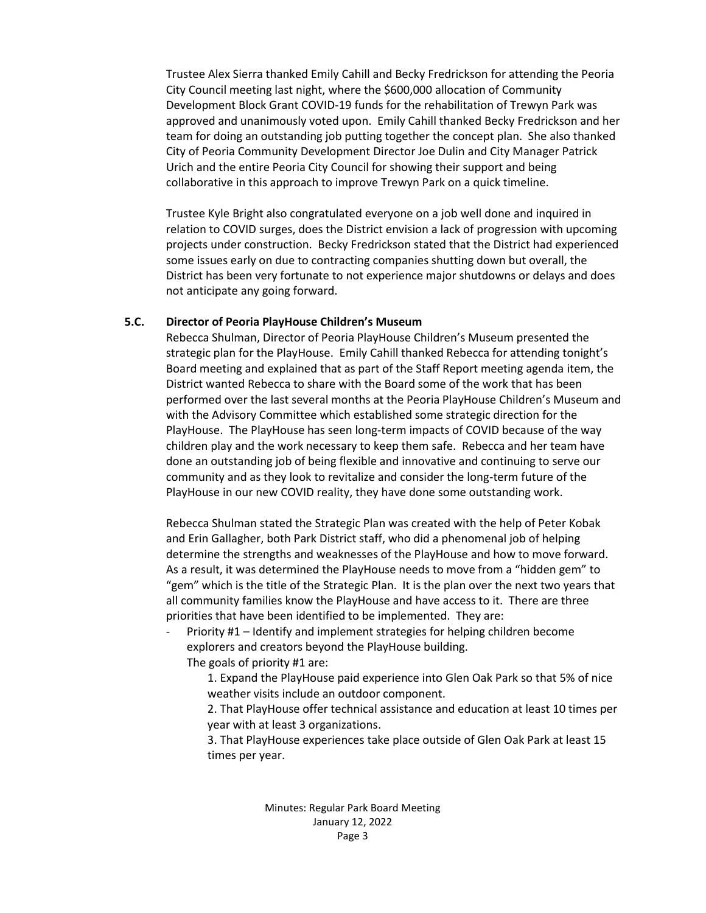Trustee Alex Sierra thanked Emily Cahill and Becky Fredrickson for attending the Peoria City Council meeting last night, where the $600,000 allocation of Community Development Block Grant COVID-19 funds for the rehabilitation of Trewyn Park was approved and unanimously voted upon. Emily Cahill thanked Becky Fredrickson and her team for doing an outstanding job putting together the concept plan. She also thanked City of Peoria Community Development Director Joe Dulin and City Manager Patrick Urich and the entire Peoria City Council for showing their support and being collaborative in this approach to improve Trewyn Park on a quick timeline.

Trustee Kyle Bright also congratulated everyone on a job well done and inquired in relation to COVID surges, does the District envision a lack of progression with upcoming projects under construction. Becky Fredrickson stated that the District had experienced some issues early on due to contracting companies shutting down but overall, the District has been very fortunate to not experience major shutdowns or delays and does not anticipate any going forward.

**5.C. Director of Peoria PlayHouse Children's Museum**

Rebecca Shulman, Director of Peoria PlayHouse Children's Museum presented the strategic plan for the PlayHouse. Emily Cahill thanked Rebecca for attending tonight's Board meeting and explained that as part of the Staff Report meeting agenda item, the District wanted Rebecca to share with the Board some of the work that has been performed over the last several months at the Peoria PlayHouse Children's Museum and with the Advisory Committee which established some strategic direction for the PlayHouse. The PlayHouse has seen long-term impacts of COVID because of the way children play and the work necessary to keep them safe. Rebecca and her team have done an outstanding job of being flexible and innovative and continuing to serve our community and as they look to revitalize and consider the long-term future of the PlayHouse in our new COVID reality, they have done some outstanding work.

Rebecca Shulman stated the Strategic Plan was created with the help of Peter Kobak and Erin Gallagher, both Park District staff, who did a phenomenal job of helping determine the strengths and weaknesses of the PlayHouse and how to move forward. As a result, it was determined the PlayHouse needs to move from a "hidden gem" to "gem" which is the title of the Strategic Plan. It is the plan over the next two years that all community families know the PlayHouse and have access to it. There are three priorities that have been identified to be implemented. They are:

- Priority #1 – Identify and implement strategies for helping children become explorers and creators beyond the PlayHouse building.
  
  The goals of priority #1 are:
  1. Expand the PlayHouse paid experience into Glen Oak Park so that 5% of nice weather visits include an outdoor component.
  2. That PlayHouse offer technical assistance and education at least 10 times per year with at least 3 organizations.
  3. That PlayHouse experiences take place outside of Glen Oak Park at least 15 times per year.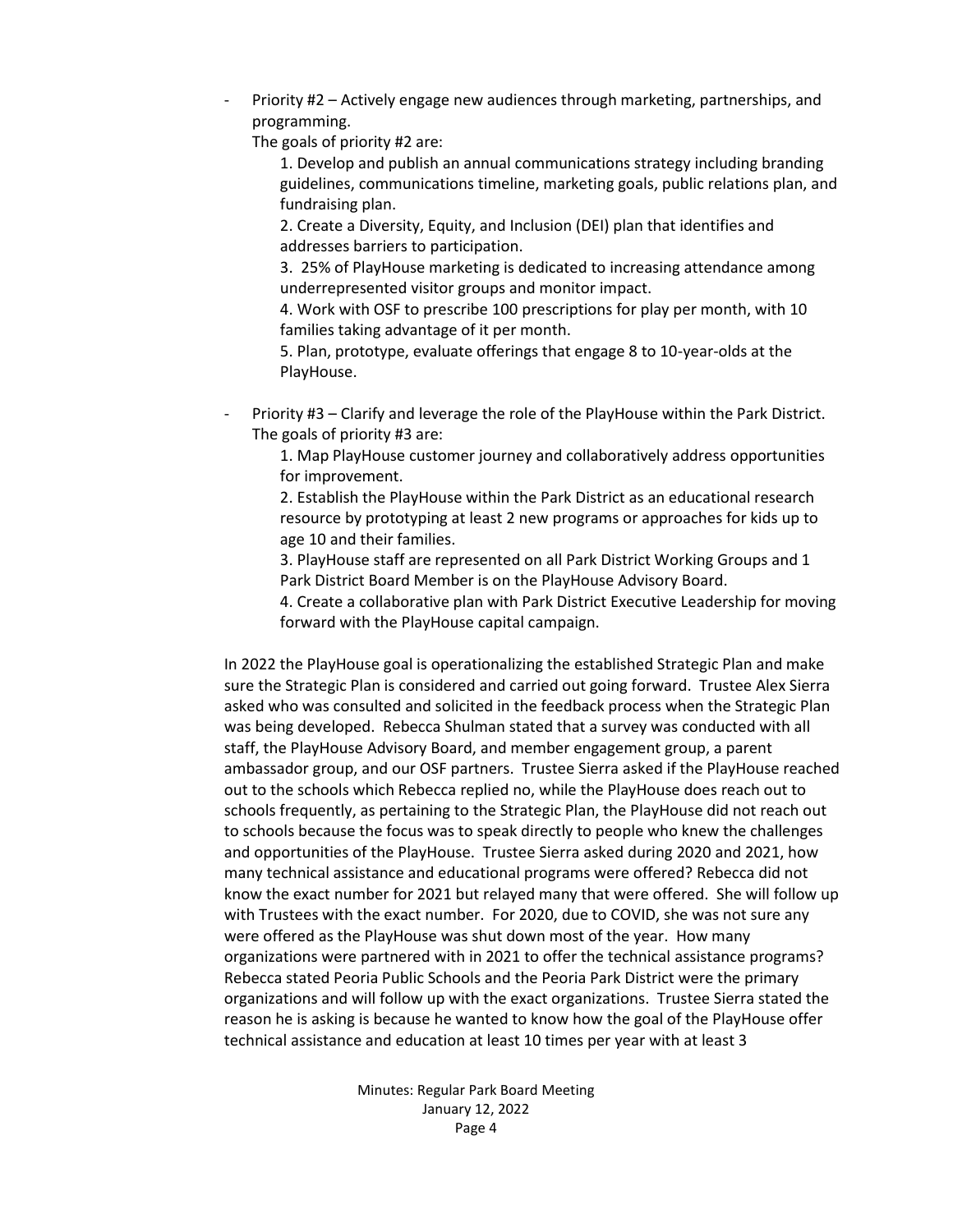- Priority #2 – Actively engage new audiences through marketing, partnerships, and programming.
  The goals of priority #2 are:
  1. Develop and publish an annual communications strategy including branding guidelines, communications timeline, marketing goals, public relations plan, and fundraising plan.
  2. Create a Diversity, Equity, and Inclusion (DEI) plan that identifies and addresses barriers to participation.
  3. 25% of PlayHouse marketing is dedicated to increasing attendance among underrepresented visitor groups and monitor impact.
  4. Work with OSF to prescribe 100 prescriptions for play per month, with 10 families taking advantage of it per month.
  5. Plan, prototype, evaluate offerings that engage 8 to 10-year-olds at the PlayHouse.

- Priority #3 – Clarify and leverage the role of the PlayHouse within the Park District.
  The goals of priority #3 are:
  1. Map PlayHouse customer journey and collaboratively address opportunities for improvement.
  2. Establish the PlayHouse within the Park District as an educational research resource by prototyping at least 2 new programs or approaches for kids up to age 10 and their families.
  3. PlayHouse staff are represented on all Park District Working Groups and 1 Park District Board Member is on the PlayHouse Advisory Board.
  4. Create a collaborative plan with Park District Executive Leadership for moving forward with the PlayHouse capital campaign.

In 2022 the PlayHouse goal is operationalizing the established Strategic Plan and make sure the Strategic Plan is considered and carried out going forward. Trustee Alex Sierra asked who was consulted and solicited in the feedback process when the Strategic Plan was being developed. Rebecca Shulman stated that a survey was conducted with all staff, the PlayHouse Advisory Board, and member engagement group, a parent ambassador group, and our OSF partners. Trustee Sierra asked if the PlayHouse reached out to the schools which Rebecca replied no, while the PlayHouse does reach out to schools frequently, as pertaining to the Strategic Plan, the PlayHouse did not reach out to schools because the focus was to speak directly to people who knew the challenges and opportunities of the PlayHouse. Trustee Sierra asked during 2020 and 2021, how many technical assistance and educational programs were offered? Rebecca did not know the exact number for 2021 but relayed many that were offered. She will follow up with Trustees with the exact number. For 2020, due to COVID, she was not sure any were offered as the PlayHouse was shut down most of the year. How many organizations were partnered with in 2021 to offer the technical assistance programs? Rebecca stated Peoria Public Schools and the Peoria Park District were the primary organizations and will follow up with the exact organizations. Trustee Sierra stated the reason he is asking is because he wanted to know how the goal of the PlayHouse offer technical assistance and education at least 10 times per year with at least 3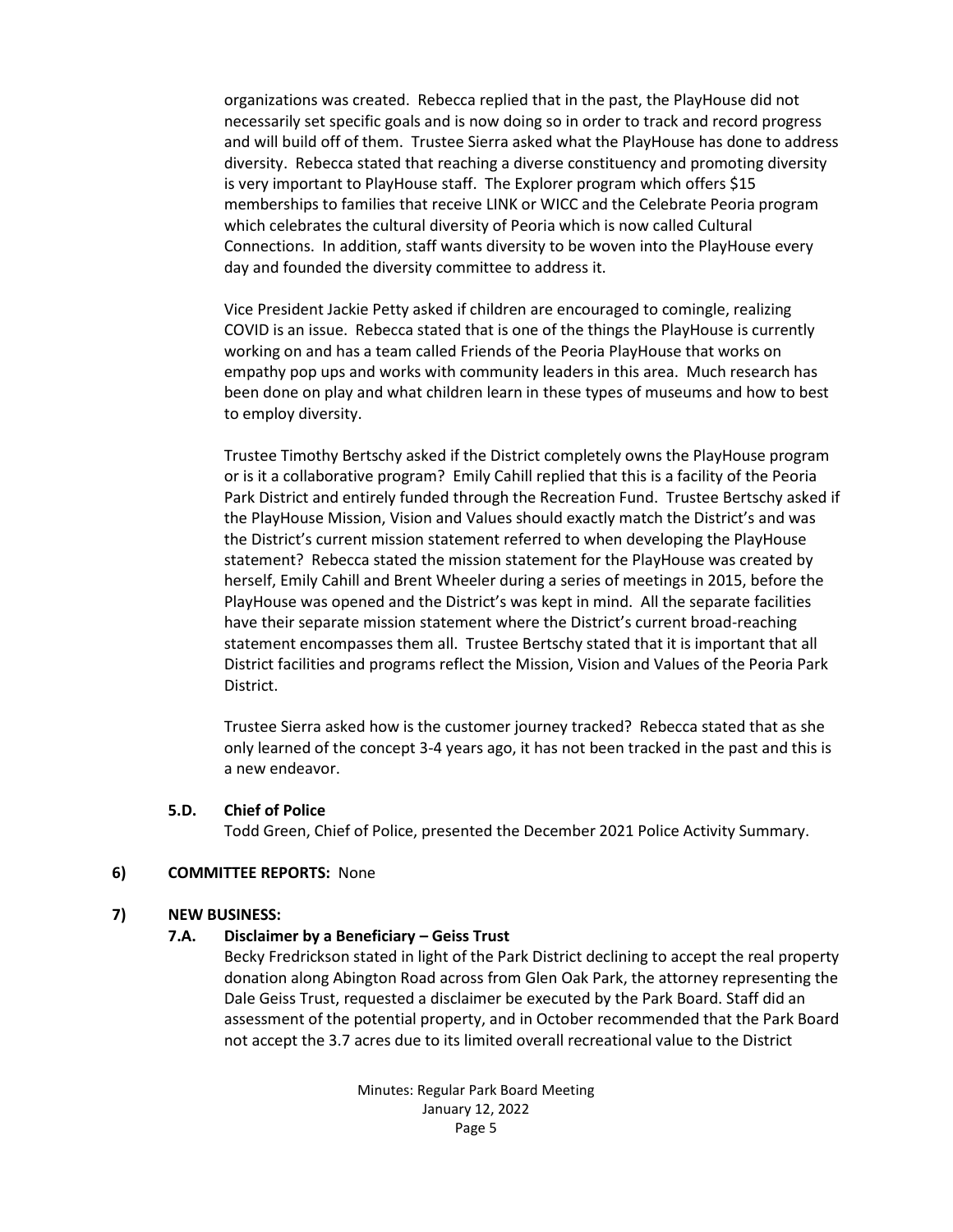organizations was created. Rebecca replied that in the past, the PlayHouse did not necessarily set specific goals and is now doing so in order to track and record progress and will build off of them. Trustee Sierra asked what the PlayHouse has done to address diversity. Rebecca stated that reaching a diverse constituency and promoting diversity is very important to PlayHouse staff. The Explorer program which offers $15 memberships to families that receive LINK or WICC and the Celebrate Peoria program which celebrates the cultural diversity of Peoria which is now called Cultural Connections. In addition, staff wants diversity to be woven into the PlayHouse every day and founded the diversity committee to address it.

Vice President Jackie Petty asked if children are encouraged to comingle, realizing COVID is an issue. Rebecca stated that is one of the things the PlayHouse is currently working on and has a team called Friends of the Peoria PlayHouse that works on empathy pop ups and works with community leaders in this area. Much research has been done on play and what children learn in these types of museums and how to best to employ diversity.

Trustee Timothy Bertschy asked if the District completely owns the PlayHouse program or is it a collaborative program? Emily Cahill replied that this is a facility of the Peoria Park District and entirely funded through the Recreation Fund. Trustee Bertschy asked if the PlayHouse Mission, Vision and Values should exactly match the District's and was the District's current mission statement referred to when developing the PlayHouse statement? Rebecca stated the mission statement for the PlayHouse was created by herself, Emily Cahill and Brent Wheeler during a series of meetings in 2015, before the PlayHouse was opened and the District's was kept in mind. All the separate facilities have their separate mission statement where the District's current broad-reaching statement encompasses them all. Trustee Bertschy stated that it is important that all District facilities and programs reflect the Mission, Vision and Values of the Peoria Park District.

Trustee Sierra asked how is the customer journey tracked? Rebecca stated that as she only learned of the concept 3-4 years ago, it has not been tracked in the past and this is a new endeavor.

**5.D. Chief of Police**

Todd Green, Chief of Police, presented the December 2021 Police Activity Summary.

**6) COMMITTEE REPORTS:** None

**7) NEW BUSINESS:**

**7.A. Disclaimer by a Beneficiary – Geiss Trust**

Becky Fredrickson stated in light of the Park District declining to accept the real property donation along Abington Road across from Glen Oak Park, the attorney representing the Dale Geiss Trust, requested a disclaimer be executed by the Park Board. Staff did an assessment of the potential property, and in October recommended that the Park Board not accept the 3.7 acres due to its limited overall recreational value to the District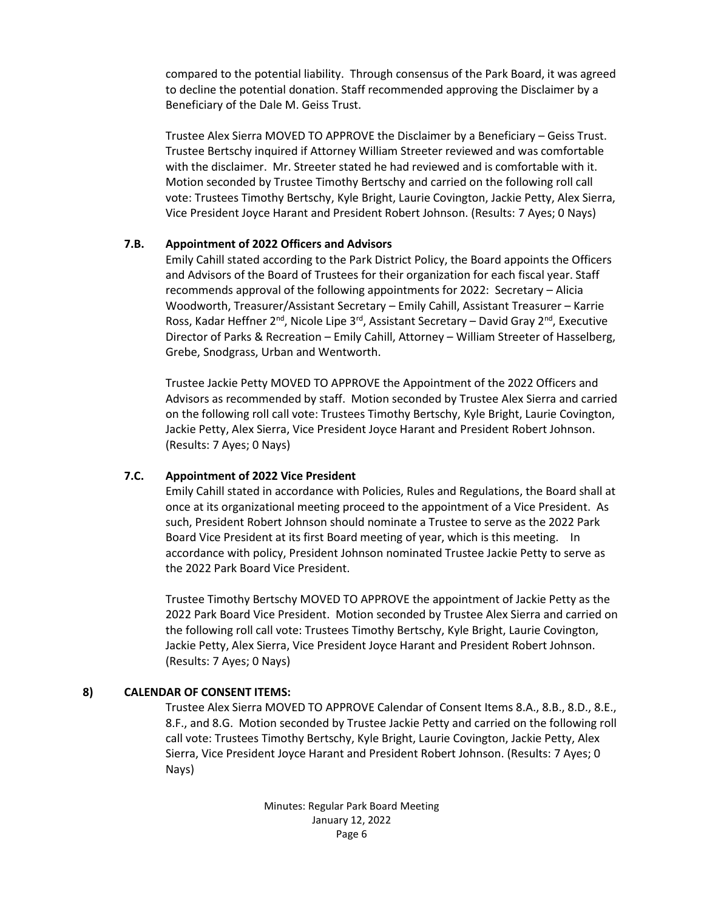compared to the potential liability. Through consensus of the Park Board, it was agreed to decline the potential donation. Staff recommended approving the Disclaimer by a Beneficiary of the Dale M. Geiss Trust.

Trustee Alex Sierra MOVED TO APPROVE the Disclaimer by a Beneficiary – Geiss Trust. Trustee Bertschy inquired if Attorney William Streeter reviewed and was comfortable with the disclaimer. Mr. Streeter stated he had reviewed and is comfortable with it. Motion seconded by Trustee Timothy Bertschy and carried on the following roll call vote: Trustees Timothy Bertschy, Kyle Bright, Laurie Covington, Jackie Petty, Alex Sierra, Vice President Joyce Harant and President Robert Johnson. (Results: 7 Ayes; 0 Nays)

### 7.B. Appointment of 2022 Officers and Advisors

Emily Cahill stated according to the Park District Policy, the Board appoints the Officers and Advisors of the Board of Trustees for their organization for each fiscal year. Staff recommends approval of the following appointments for 2022: Secretary – Alicia Woodworth, Treasurer/Assistant Secretary – Emily Cahill, Assistant Treasurer – Karrie Ross, Kadar Heffner 2nd, Nicole Lipe 3rd, Assistant Secretary – David Gray 2nd, Executive Director of Parks & Recreation – Emily Cahill, Attorney – William Streeter of Hasselberg, Grebe, Snodgrass, Urban and Wentworth.

Trustee Jackie Petty MOVED TO APPROVE the Appointment of the 2022 Officers and Advisors as recommended by staff. Motion seconded by Trustee Alex Sierra and carried on the following roll call vote: Trustees Timothy Bertschy, Kyle Bright, Laurie Covington, Jackie Petty, Alex Sierra, Vice President Joyce Harant and President Robert Johnson. (Results: 7 Ayes; 0 Nays)

### 7.C. Appointment of 2022 Vice President

Emily Cahill stated in accordance with Policies, Rules and Regulations, the Board shall at once at its organizational meeting proceed to the appointment of a Vice President. As such, President Robert Johnson should nominate a Trustee to serve as the 2022 Park Board Vice President at its first Board meeting of year, which is this meeting. In accordance with policy, President Johnson nominated Trustee Jackie Petty to serve as the 2022 Park Board Vice President.

Trustee Timothy Bertschy MOVED TO APPROVE the appointment of Jackie Petty as the 2022 Park Board Vice President. Motion seconded by Trustee Alex Sierra and carried on the following roll call vote: Trustees Timothy Bertschy, Kyle Bright, Laurie Covington, Jackie Petty, Alex Sierra, Vice President Joyce Harant and President Robert Johnson. (Results: 7 Ayes; 0 Nays)

## 8) CALENDAR OF CONSENT ITEMS:

Trustee Alex Sierra MOVED TO APPROVE Calendar of Consent Items 8.A., 8.B., 8.D., 8.E., 8.F., and 8.G. Motion seconded by Trustee Jackie Petty and carried on the following roll call vote: Trustees Timothy Bertschy, Kyle Bright, Laurie Covington, Jackie Petty, Alex Sierra, Vice President Joyce Harant and President Robert Johnson. (Results: 7 Ayes; 0 Nays)

Minutes: Regular Park Board Meeting
January 12, 2022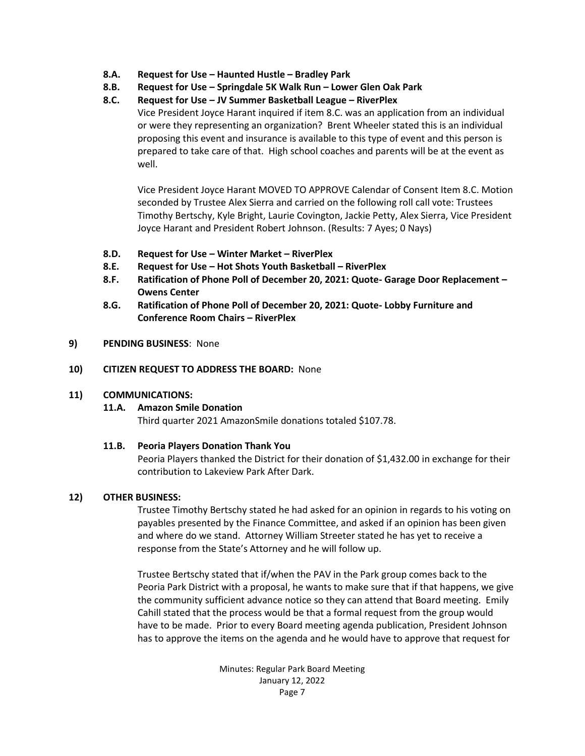**8.A. Request for Use – Haunted Hustle – Bradley Park**

**8.B. Request for Use – Springdale 5K Walk Run – Lower Glen Oak Park**

**8.C. Request for Use – JV Summer Basketball League – RiverPlex**

Vice President Joyce Harant inquired if item 8.C. was an application from an individual or were they representing an organization? Brent Wheeler stated this is an individual proposing this event and insurance is available to this type of event and this person is prepared to take care of that. High school coaches and parents will be at the event as well.

Vice President Joyce Harant MOVED TO APPROVE Calendar of Consent Item 8.C. Motion seconded by Trustee Alex Sierra and carried on the following roll call vote: Trustees Timothy Bertschy, Kyle Bright, Laurie Covington, Jackie Petty, Alex Sierra, Vice President Joyce Harant and President Robert Johnson. (Results: 7 Ayes; 0 Nays)

**8.D. Request for Use – Winter Market – RiverPlex**

**8.E. Request for Use – Hot Shots Youth Basketball – RiverPlex**

**8.F. Ratification of Phone Poll of December 20, 2021: Quote- Garage Door Replacement – Owens Center**

**8.G. Ratification of Phone Poll of December 20, 2021: Quote- Lobby Furniture and Conference Room Chairs – RiverPlex**

**9) PENDING BUSINESS**: None

**10) CITIZEN REQUEST TO ADDRESS THE BOARD:** None

**11) COMMUNICATIONS:**

**11.A. Amazon Smile Donation**

Third quarter 2021 AmazonSmile donations totaled $107.78.

**11.B. Peoria Players Donation Thank You**

Peoria Players thanked the District for their donation of $1,432.00 in exchange for their contribution to Lakeview Park After Dark.

**12) OTHER BUSINESS:**

Trustee Timothy Bertschy stated he had asked for an opinion in regards to his voting on payables presented by the Finance Committee, and asked if an opinion has been given and where do we stand. Attorney William Streeter stated he has yet to receive a response from the State's Attorney and he will follow up.

Trustee Bertschy stated that if/when the PAV in the Park group comes back to the Peoria Park District with a proposal, he wants to make sure that if that happens, we give the community sufficient advance notice so they can attend that Board meeting. Emily Cahill stated that the process would be that a formal request from the group would have to be made. Prior to every Board meeting agenda publication, President Johnson has to approve the items on the agenda and he would have to approve that request for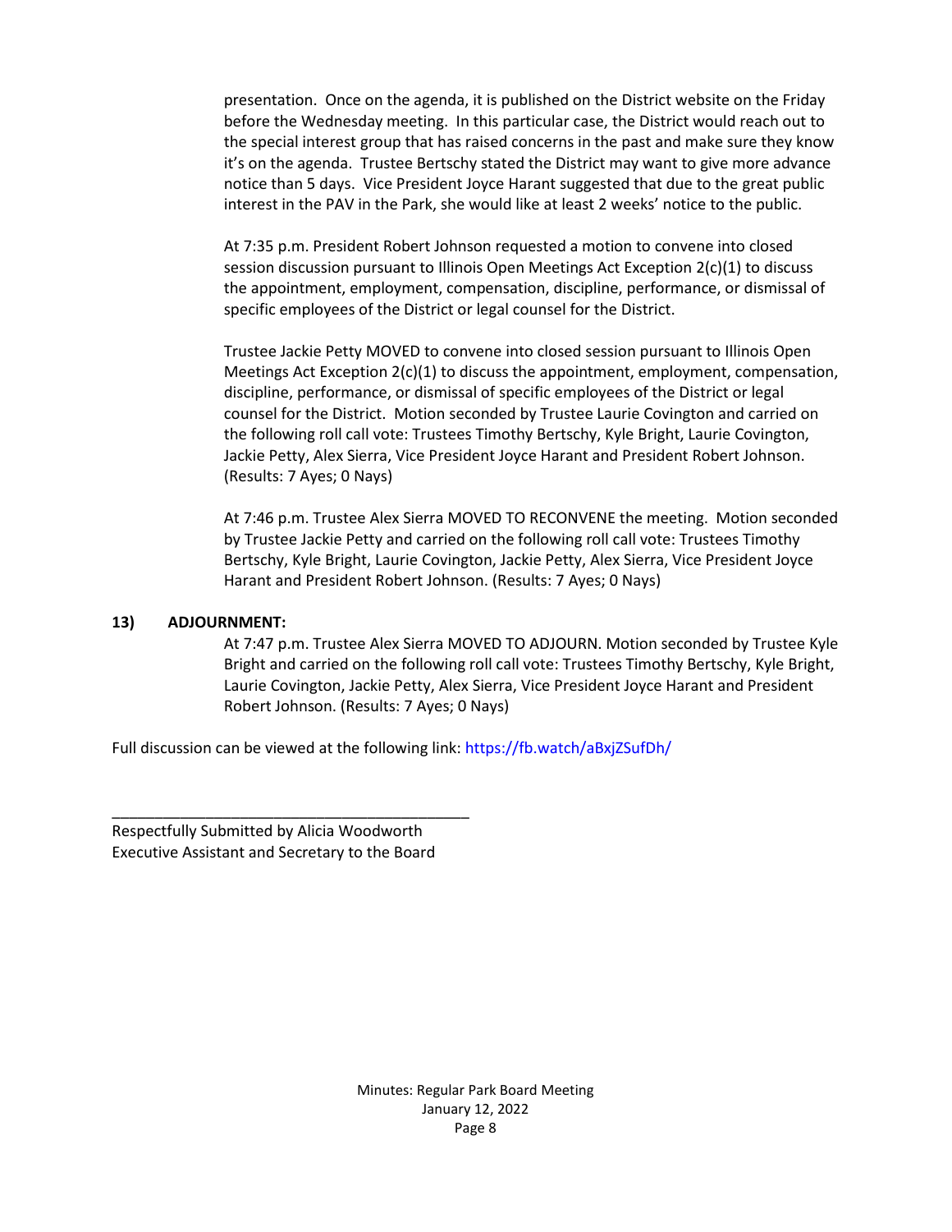presentation. Once on the agenda, it is published on the District website on the Friday before the Wednesday meeting. In this particular case, the District would reach out to the special interest group that has raised concerns in the past and make sure they know it's on the agenda. Trustee Bertschy stated the District may want to give more advance notice than 5 days. Vice President Joyce Harant suggested that due to the great public interest in the PAV in the Park, she would like at least 2 weeks' notice to the public.

At 7:35 p.m. President Robert Johnson requested a motion to convene into closed session discussion pursuant to Illinois Open Meetings Act Exception 2(c)(1) to discuss the appointment, employment, compensation, discipline, performance, or dismissal of specific employees of the District or legal counsel for the District.

Trustee Jackie Petty MOVED to convene into closed session pursuant to Illinois Open Meetings Act Exception 2(c)(1) to discuss the appointment, employment, compensation, discipline, performance, or dismissal of specific employees of the District or legal counsel for the District. Motion seconded by Trustee Laurie Covington and carried on the following roll call vote: Trustees Timothy Bertschy, Kyle Bright, Laurie Covington, Jackie Petty, Alex Sierra, Vice President Joyce Harant and President Robert Johnson. (Results: 7 Ayes; 0 Nays)

At 7:46 p.m. Trustee Alex Sierra MOVED TO RECONVENE the meeting. Motion seconded by Trustee Jackie Petty and carried on the following roll call vote: Trustees Timothy Bertschy, Kyle Bright, Laurie Covington, Jackie Petty, Alex Sierra, Vice President Joyce Harant and President Robert Johnson. (Results: 7 Ayes; 0 Nays)

**13) ADJOURNMENT:**

At 7:47 p.m. Trustee Alex Sierra MOVED TO ADJOURN. Motion seconded by Trustee Kyle Bright and carried on the following roll call vote: Trustees Timothy Bertschy, Kyle Bright, Laurie Covington, Jackie Petty, Alex Sierra, Vice President Joyce Harant and President Robert Johnson. (Results: 7 Ayes; 0 Nays)

Full discussion can be viewed at the following link: https://fb.watch/aBxjZSufDh/

\_\_\_\_\_\_\_\_\_\_\_\_\_\_\_\_\_\_\_\_\_\_\_\_\_\_\_\_\_\_\_\_\_\_\_\_\_\_\_\_

Respectfully Submitted by Alicia Woodworth
Executive Assistant and Secretary to the Board